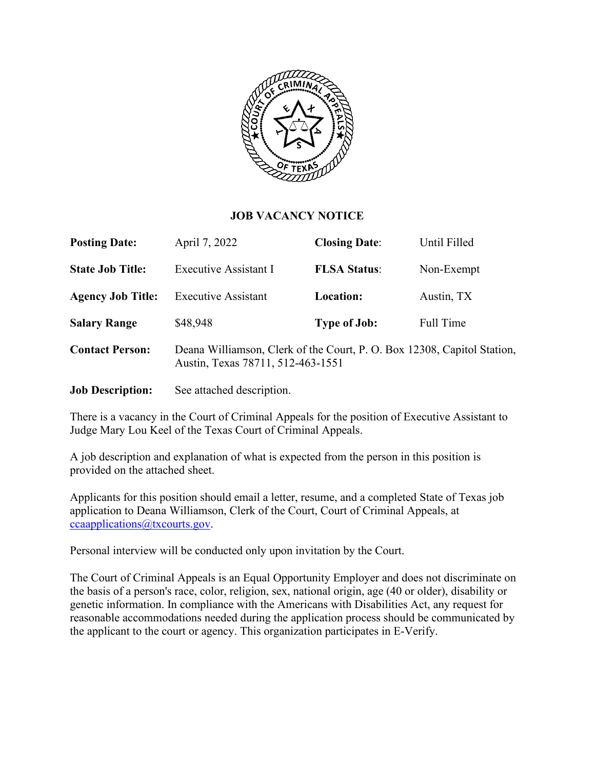# JOB VACANCY NOTICE

| | | | |
|---|---|---|---|
| **Posting Date:** | April 7, 2022 | **Closing Date**: | Until Filled |
| **State Job Title:** | Executive Assistant I | **FLSA Status**: | Non-Exempt |
| **Agency Job Title:** | Executive Assistant | **Location:** | Austin, TX |
| **Salary Range** | $48,948 | **Type of Job:** | Full Time |
| **Contact Person:** | Deana Williamson, Clerk of the Court, P. O. Box 12308, Capitol Station, Austin, Texas 78711, 512-463-1551 | | |
| **Job Description:** | See attached description. | | |

There is a vacancy in the Court of Criminal Appeals for the position of Executive Assistant to Judge Mary Lou Keel of the Texas Court of Criminal Appeals.

A job description and explanation of what is expected from the person in this position is provided on the attached sheet.

Applicants for this position should email a letter, resume, and a completed State of Texas job application to Deana Williamson, Clerk of the Court, Court of Criminal Appeals, at ccaapplications@txcourts.gov.

Personal interview will be conducted only upon invitation by the Court.

The Court of Criminal Appeals is an Equal Opportunity Employer and does not discriminate on the basis of a person's race, color, religion, sex, national origin, age (40 or older), disability or genetic information. In compliance with the Americans with Disabilities Act, any request for reasonable accommodations needed during the application process should be communicated by the applicant to the court or agency. This organization participates in E-Verify.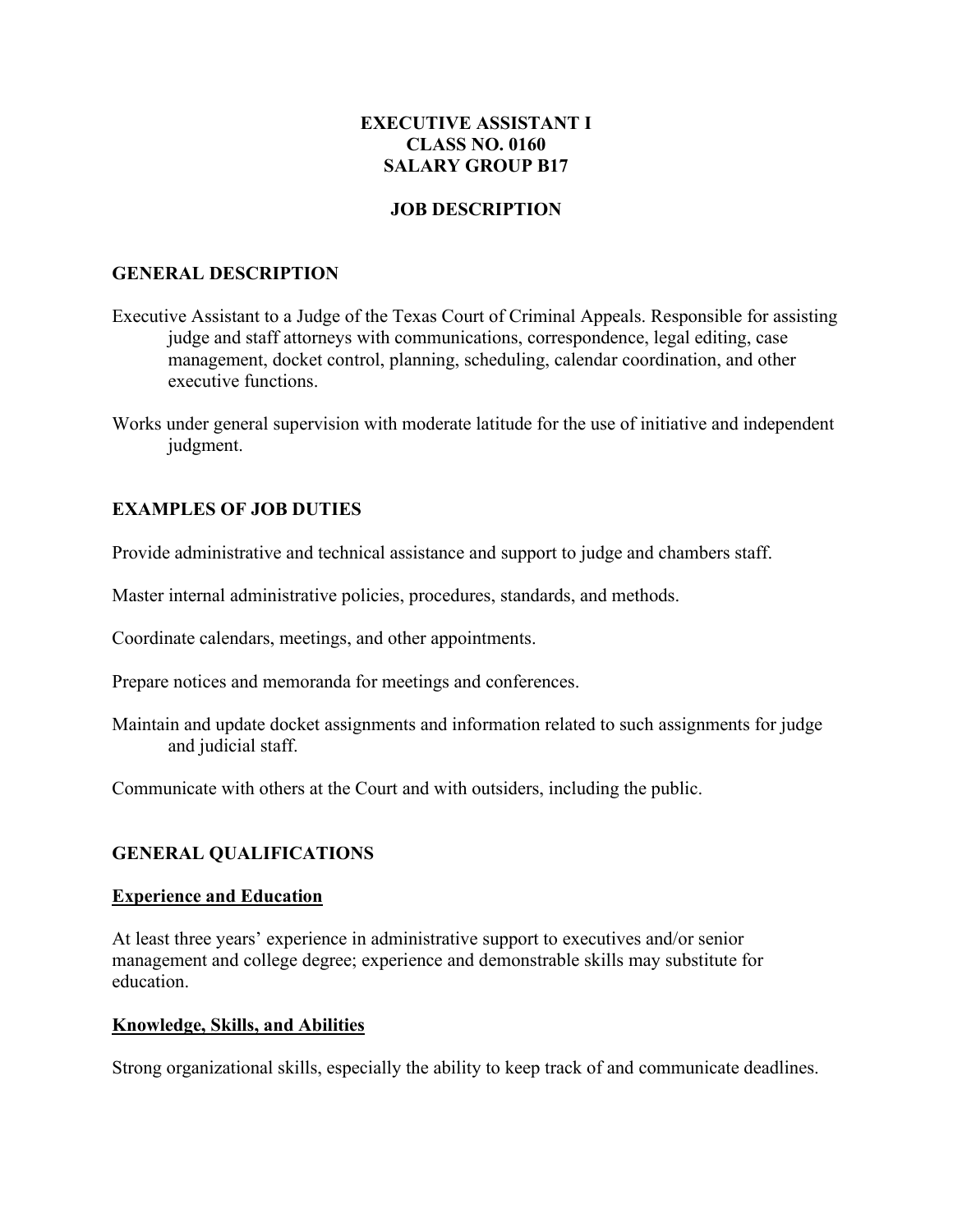**EXECUTIVE ASSISTANT I**
**CLASS NO. 0160**
**SALARY GROUP B17**

**JOB DESCRIPTION**

## GENERAL DESCRIPTION

Executive Assistant to a Judge of the Texas Court of Criminal Appeals. Responsible for assisting judge and staff attorneys with communications, correspondence, legal editing, case management, docket control, planning, scheduling, calendar coordination, and other executive functions.

Works under general supervision with moderate latitude for the use of initiative and independent judgment.

## EXAMPLES OF JOB DUTIES

Provide administrative and technical assistance and support to judge and chambers staff.

Master internal administrative policies, procedures, standards, and methods.

Coordinate calendars, meetings, and other appointments.

Prepare notices and memoranda for meetings and conferences.

Maintain and update docket assignments and information related to such assignments for judge and judicial staff.

Communicate with others at the Court and with outsiders, including the public.

## GENERAL QUALIFICATIONS

### Experience and Education

At least three years' experience in administrative support to executives and/or senior management and college degree; experience and demonstrable skills may substitute for education.

### Knowledge, Skills, and Abilities

Strong organizational skills, especially the ability to keep track of and communicate deadlines.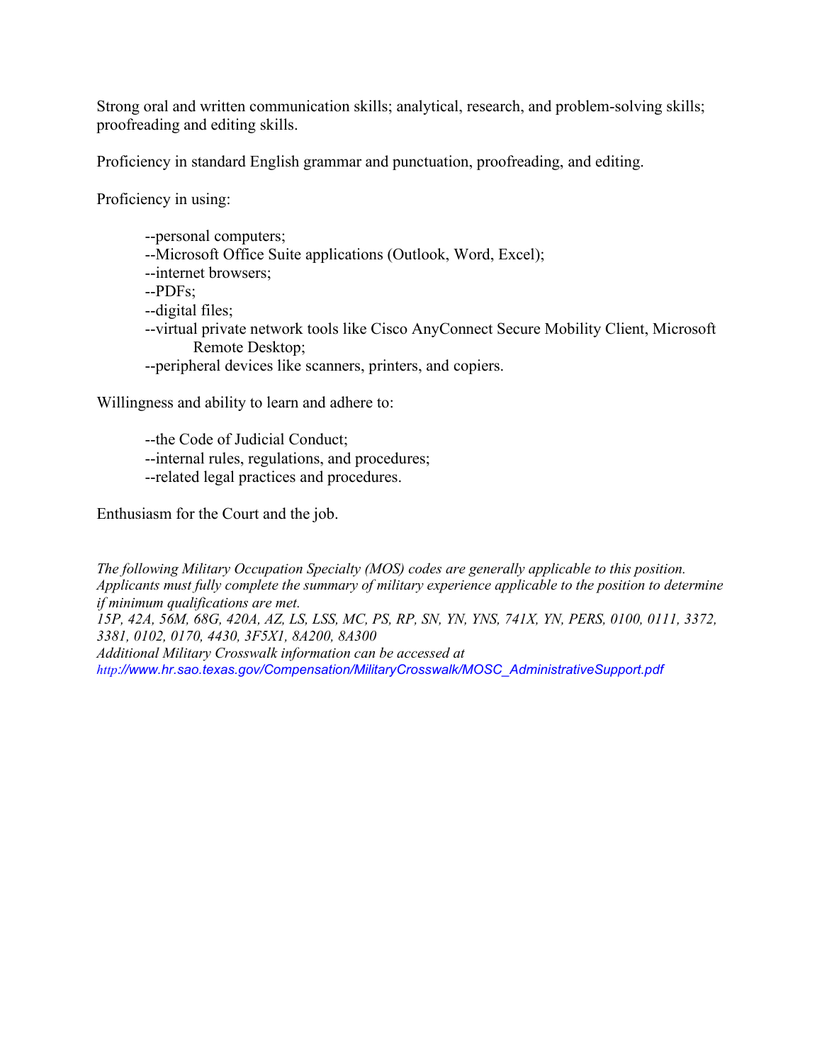Strong oral and written communication skills; analytical, research, and problem-solving skills; proofreading and editing skills.

Proficiency in standard English grammar and punctuation, proofreading, and editing.

Proficiency in using:

--personal computers;
--Microsoft Office Suite applications (Outlook, Word, Excel);
--internet browsers;
--PDFs;
--digital files;
--virtual private network tools like Cisco AnyConnect Secure Mobility Client, Microsoft Remote Desktop;
--peripheral devices like scanners, printers, and copiers.

Willingness and ability to learn and adhere to:

--the Code of Judicial Conduct;
--internal rules, regulations, and procedures;
--related legal practices and procedures.

Enthusiasm for the Court and the job.

*The following Military Occupation Specialty (MOS) codes are generally applicable to this position. Applicants must fully complete the summary of military experience applicable to the position to determine if minimum qualifications are met.*
*15P, 42A, 56M, 68G, 420A, AZ, LS, LSS, MC, PS, RP, SN, YN, YNS, 741X, YN, PERS, 0100, 0111, 3372, 3381, 0102, 0170, 4430, 3F5X1, 8A200, 8A300*
*Additional Military Crosswalk information can be accessed at*
*http://www.hr.sao.texas.gov/Compensation/MilitaryCrosswalk/MOSC_AdministrativeSupport.pdf*